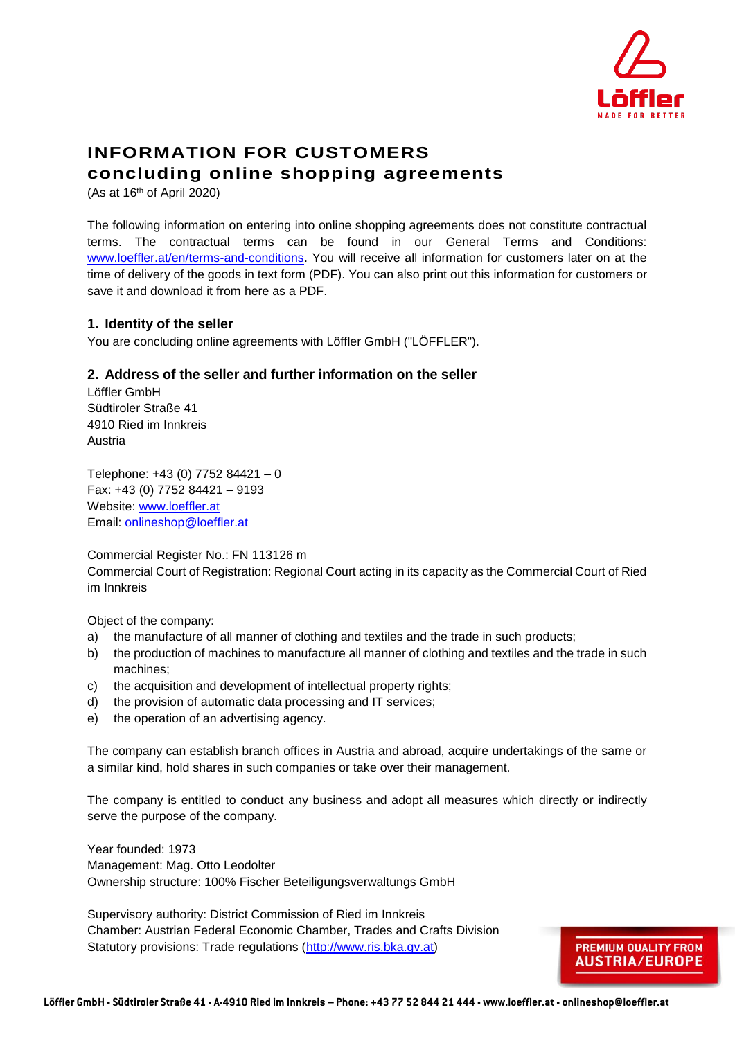# INFORMATION FOR CUSTOMERS
# concluding online shopping agreements

(As at 16th of April 2020)

The following information on entering into online shopping agreements does not constitute contractual terms. The contractual terms can be found in our General Terms and Conditions: www.loeffler.at/en/terms-and-conditions. You will receive all information for customers later on at the time of delivery of the goods in text form (PDF). You can also print out this information for customers or save it and download it from here as a PDF.

## 1. Identity of the seller

You are concluding online agreements with Löffler GmbH ("LÖFFLER").

## 2. Address of the seller and further information on the seller

Löffler GmbH
Südtiroler Straße 41
4910 Ried im Innkreis
Austria

Telephone: +43 (0) 7752 84421 – 0
Fax: +43 (0) 7752 84421 – 9193
Website: www.loeffler.at
Email: onlineshop@loeffler.at

Commercial Register No.: FN 113126 m
Commercial Court of Registration: Regional Court acting in its capacity as the Commercial Court of Ried im Innkreis

Object of the company:

a) the manufacture of all manner of clothing and textiles and the trade in such products;
b) the production of machines to manufacture all manner of clothing and textiles and the trade in such machines;
c) the acquisition and development of intellectual property rights;
d) the provision of automatic data processing and IT services;
e) the operation of an advertising agency.

The company can establish branch offices in Austria and abroad, acquire undertakings of the same or a similar kind, hold shares in such companies or take over their management.

The company is entitled to conduct any business and adopt all measures which directly or indirectly serve the purpose of the company.

Year founded: 1973
Management: Mag. Otto Leodolter
Ownership structure: 100% Fischer Beteiligungsverwaltungs GmbH

Supervisory authority: District Commission of Ried im Innkreis
Chamber: Austrian Federal Economic Chamber, Trades and Crafts Division
Statutory provisions: Trade regulations (http://www.ris.bka.gv.at)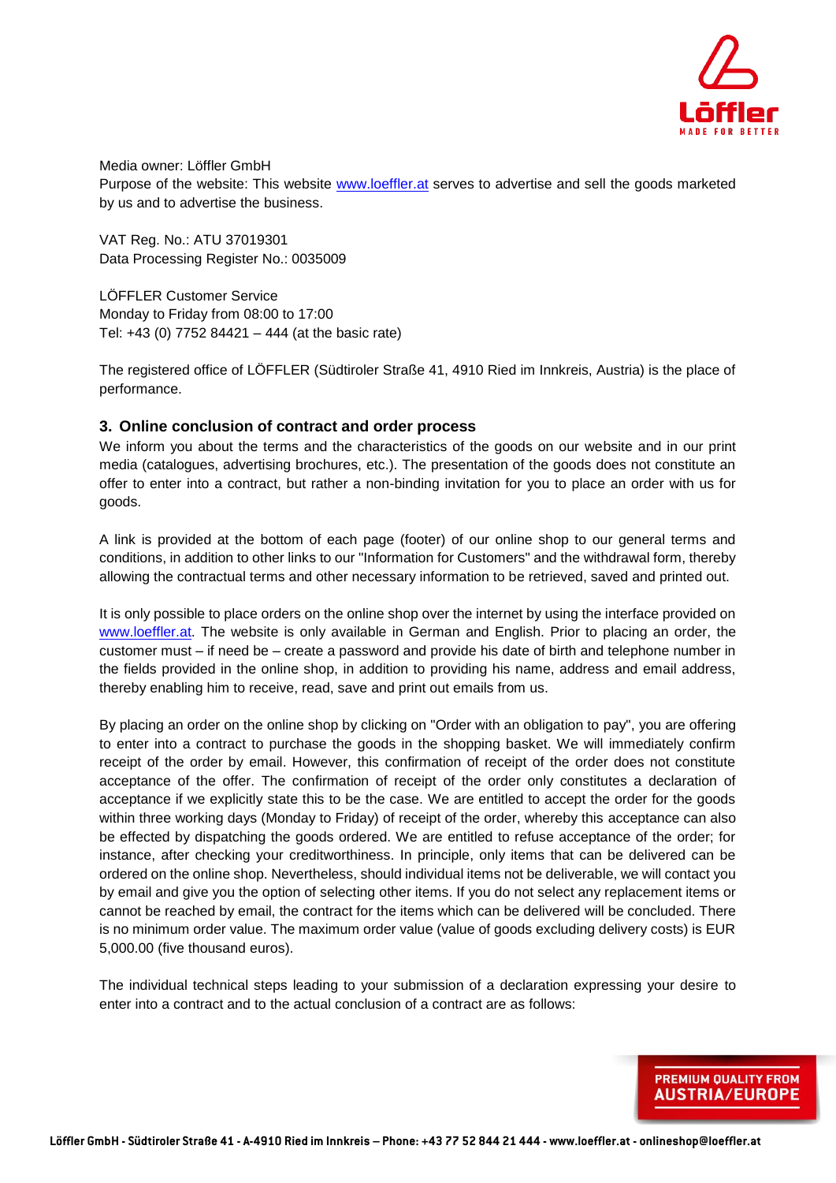Media owner: Löffler GmbH
Purpose of the website: This website www.loeffler.at serves to advertise and sell the goods marketed by us and to advertise the business.

VAT Reg. No.: ATU 37019301
Data Processing Register No.: 0035009

LÖFFLER Customer Service
Monday to Friday from 08:00 to 17:00
Tel: +43 (0) 7752 84421 – 444 (at the basic rate)

The registered office of LÖFFLER (Südtiroler Straße 41, 4910 Ried im Innkreis, Austria) is the place of performance.

## 3. Online conclusion of contract and order process

We inform you about the terms and the characteristics of the goods on our website and in our print media (catalogues, advertising brochures, etc.). The presentation of the goods does not constitute an offer to enter into a contract, but rather a non-binding invitation for you to place an order with us for goods.

A link is provided at the bottom of each page (footer) of our online shop to our general terms and conditions, in addition to other links to our "Information for Customers" and the withdrawal form, thereby allowing the contractual terms and other necessary information to be retrieved, saved and printed out.

It is only possible to place orders on the online shop over the internet by using the interface provided on www.loeffler.at. The website is only available in German and English. Prior to placing an order, the customer must – if need be – create a password and provide his date of birth and telephone number in the fields provided in the online shop, in addition to providing his name, address and email address, thereby enabling him to receive, read, save and print out emails from us.

By placing an order on the online shop by clicking on "Order with an obligation to pay", you are offering to enter into a contract to purchase the goods in the shopping basket. We will immediately confirm receipt of the order by email. However, this confirmation of receipt of the order does not constitute acceptance of the offer. The confirmation of receipt of the order only constitutes a declaration of acceptance if we explicitly state this to be the case. We are entitled to accept the order for the goods within three working days (Monday to Friday) of receipt of the order, whereby this acceptance can also be effected by dispatching the goods ordered. We are entitled to refuse acceptance of the order; for instance, after checking your creditworthiness. In principle, only items that can be delivered can be ordered on the online shop. Nevertheless, should individual items not be deliverable, we will contact you by email and give you the option of selecting other items. If you do not select any replacement items or cannot be reached by email, the contract for the items which can be delivered will be concluded. There is no minimum order value. The maximum order value (value of goods excluding delivery costs) is EUR 5,000.00 (five thousand euros).

The individual technical steps leading to your submission of a declaration expressing your desire to enter into a contract and to the actual conclusion of a contract are as follows: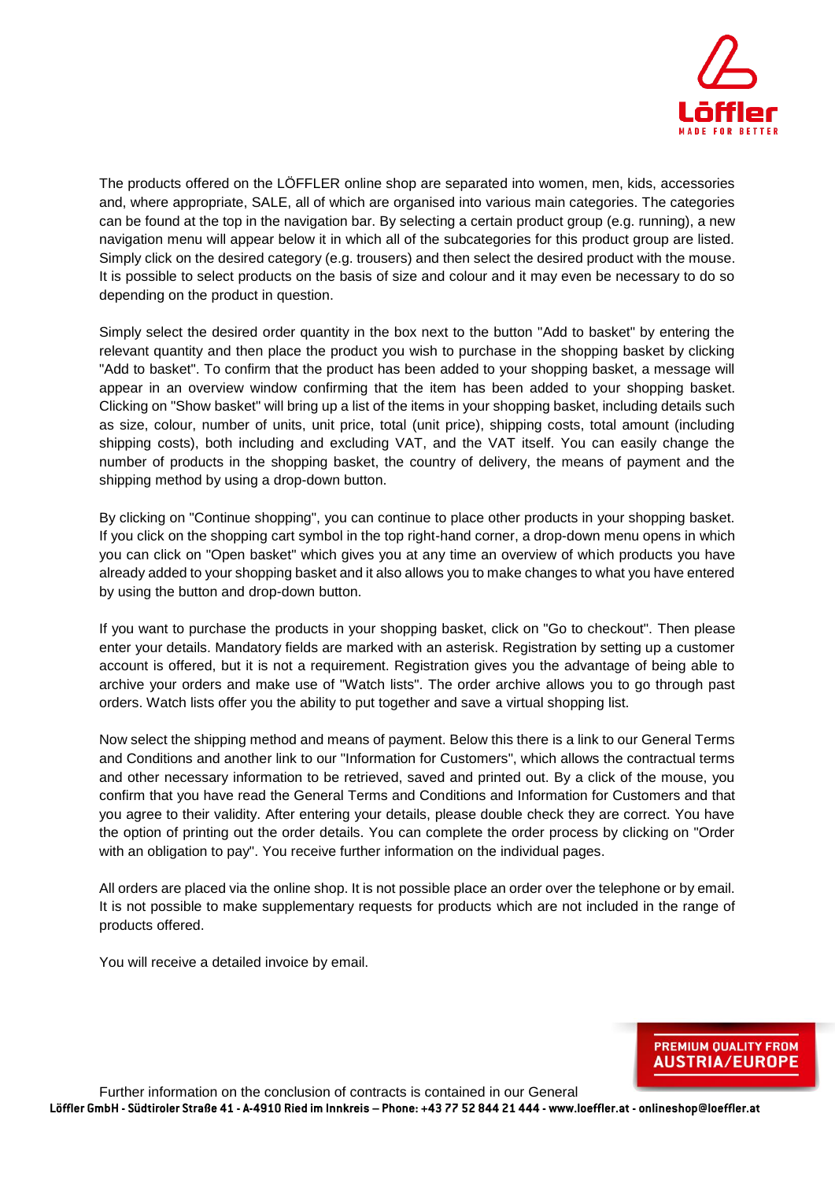The products offered on the LÖFFLER online shop are separated into women, men, kids, accessories and, where appropriate, SALE, all of which are organised into various main categories. The categories can be found at the top in the navigation bar. By selecting a certain product group (e.g. running), a new navigation menu will appear below it in which all of the subcategories for this product group are listed. Simply click on the desired category (e.g. trousers) and then select the desired product with the mouse. It is possible to select products on the basis of size and colour and it may even be necessary to do so depending on the product in question.

Simply select the desired order quantity in the box next to the button "Add to basket" by entering the relevant quantity and then place the product you wish to purchase in the shopping basket by clicking "Add to basket". To confirm that the product has been added to your shopping basket, a message will appear in an overview window confirming that the item has been added to your shopping basket. Clicking on "Show basket" will bring up a list of the items in your shopping basket, including details such as size, colour, number of units, unit price, total (unit price), shipping costs, total amount (including shipping costs), both including and excluding VAT, and the VAT itself. You can easily change the number of products in the shopping basket, the country of delivery, the means of payment and the shipping method by using a drop-down button.

By clicking on "Continue shopping", you can continue to place other products in your shopping basket. If you click on the shopping cart symbol in the top right-hand corner, a drop-down menu opens in which you can click on "Open basket" which gives you at any time an overview of which products you have already added to your shopping basket and it also allows you to make changes to what you have entered by using the button and drop-down button.

If you want to purchase the products in your shopping basket, click on "Go to checkout". Then please enter your details. Mandatory fields are marked with an asterisk. Registration by setting up a customer account is offered, but it is not a requirement. Registration gives you the advantage of being able to archive your orders and make use of "Watch lists". The order archive allows you to go through past orders. Watch lists offer you the ability to put together and save a virtual shopping list.

Now select the shipping method and means of payment. Below this there is a link to our General Terms and Conditions and another link to our "Information for Customers", which allows the contractual terms and other necessary information to be retrieved, saved and printed out. By a click of the mouse, you confirm that you have read the General Terms and Conditions and Information for Customers and that you agree to their validity. After entering your details, please double check they are correct. You have the option of printing out the order details. You can complete the order process by clicking on "Order with an obligation to pay". You receive further information on the individual pages.

All orders are placed via the online shop. It is not possible place an order over the telephone or by email. It is not possible to make supplementary requests for products which are not included in the range of products offered.

You will receive a detailed invoice by email.

Further information on the conclusion of contracts is contained in our General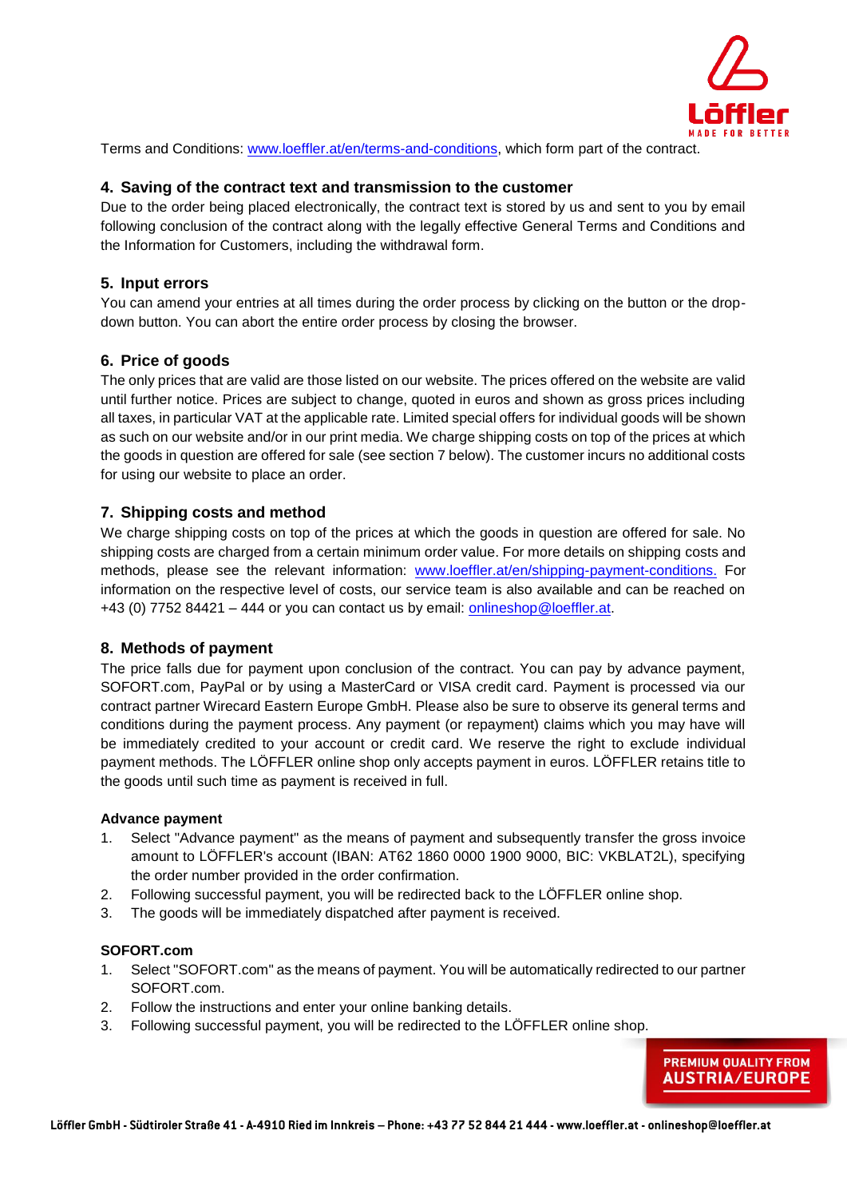Terms and Conditions: www.loeffler.at/en/terms-and-conditions, which form part of the contract.

## 4. Saving of the contract text and transmission to the customer

Due to the order being placed electronically, the contract text is stored by us and sent to you by email following conclusion of the contract along with the legally effective General Terms and Conditions and the Information for Customers, including the withdrawal form.

## 5. Input errors

You can amend your entries at all times during the order process by clicking on the button or the drop-down button. You can abort the entire order process by closing the browser.

## 6. Price of goods

The only prices that are valid are those listed on our website. The prices offered on the website are valid until further notice. Prices are subject to change, quoted in euros and shown as gross prices including all taxes, in particular VAT at the applicable rate. Limited special offers for individual goods will be shown as such on our website and/or in our print media. We charge shipping costs on top of the prices at which the goods in question are offered for sale (see section 7 below). The customer incurs no additional costs for using our website to place an order.

## 7. Shipping costs and method

We charge shipping costs on top of the prices at which the goods in question are offered for sale. No shipping costs are charged from a certain minimum order value. For more details on shipping costs and methods, please see the relevant information: www.loeffler.at/en/shipping-payment-conditions. For information on the respective level of costs, our service team is also available and can be reached on +43 (0) 7752 84421 – 444 or you can contact us by email: onlineshop@loeffler.at.

## 8. Methods of payment

The price falls due for payment upon conclusion of the contract. You can pay by advance payment, SOFORT.com, PayPal or by using a MasterCard or VISA credit card. Payment is processed via our contract partner Wirecard Eastern Europe GmbH. Please also be sure to observe its general terms and conditions during the payment process. Any payment (or repayment) claims which you may have will be immediately credited to your account or credit card. We reserve the right to exclude individual payment methods. The LÖFFLER online shop only accepts payment in euros. LÖFFLER retains title to the goods until such time as payment is received in full.

**Advance payment**

1. Select "Advance payment" as the means of payment and subsequently transfer the gross invoice amount to LÖFFLER's account (IBAN: AT62 1860 0000 1900 9000, BIC: VKBLAT2L), specifying the order number provided in the order confirmation.
2. Following successful payment, you will be redirected back to the LÖFFLER online shop.
3. The goods will be immediately dispatched after payment is received.

**SOFORT.com**

1. Select "SOFORT.com" as the means of payment. You will be automatically redirected to our partner SOFORT.com.
2. Follow the instructions and enter your online banking details.
3. Following successful payment, you will be redirected to the LÖFFLER online shop.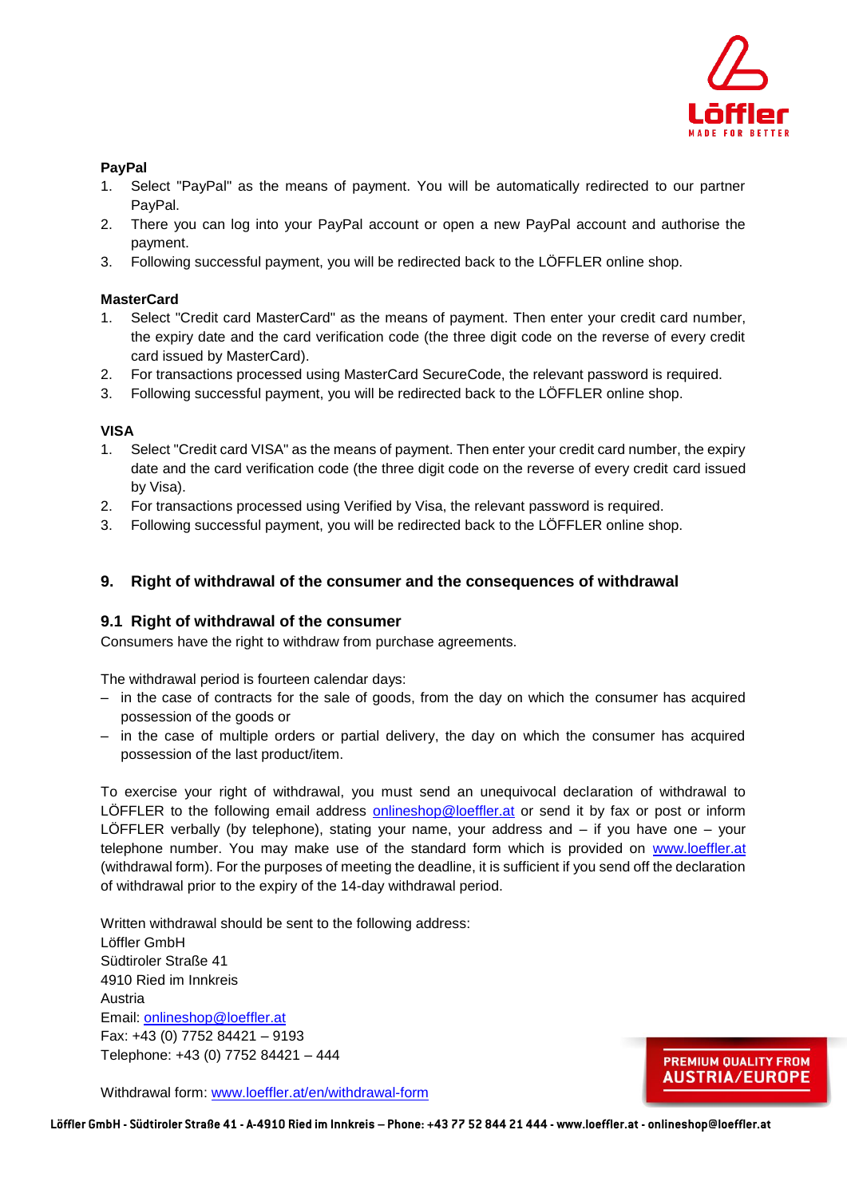**PayPal**

1. Select "PayPal" as the means of payment. You will be automatically redirected to our partner PayPal.
2. There you can log into your PayPal account or open a new PayPal account and authorise the payment.
3. Following successful payment, you will be redirected back to the LÖFFLER online shop.

**MasterCard**

1. Select "Credit card MasterCard" as the means of payment. Then enter your credit card number, the expiry date and the card verification code (the three digit code on the reverse of every credit card issued by MasterCard).
2. For transactions processed using MasterCard SecureCode, the relevant password is required.
3. Following successful payment, you will be redirected back to the LÖFFLER online shop.

**VISA**

1. Select "Credit card VISA" as the means of payment. Then enter your credit card number, the expiry date and the card verification code (the three digit code on the reverse of every credit card issued by Visa).
2. For transactions processed using Verified by Visa, the relevant password is required.
3. Following successful payment, you will be redirected back to the LÖFFLER online shop.

## 9. Right of withdrawal of the consumer and the consequences of withdrawal

### 9.1 Right of withdrawal of the consumer

Consumers have the right to withdraw from purchase agreements.

The withdrawal period is fourteen calendar days:

– in the case of contracts for the sale of goods, from the day on which the consumer has acquired possession of the goods or
– in the case of multiple orders or partial delivery, the day on which the consumer has acquired possession of the last product/item.

To exercise your right of withdrawal, you must send an unequivocal declaration of withdrawal to LÖFFLER to the following email address onlineshop@loeffler.at or send it by fax or post or inform LÖFFLER verbally (by telephone), stating your name, your address and – if you have one – your telephone number. You may make use of the standard form which is provided on www.loeffler.at (withdrawal form). For the purposes of meeting the deadline, it is sufficient if you send off the declaration of withdrawal prior to the expiry of the 14-day withdrawal period.

Written withdrawal should be sent to the following address:
Löffler GmbH
Südtiroler Straße 41
4910 Ried im Innkreis
Austria
Email: onlineshop@loeffler.at
Fax: +43 (0) 7752 84421 – 9193
Telephone: +43 (0) 7752 84421 – 444

Withdrawal form: www.loeffler.at/en/withdrawal-form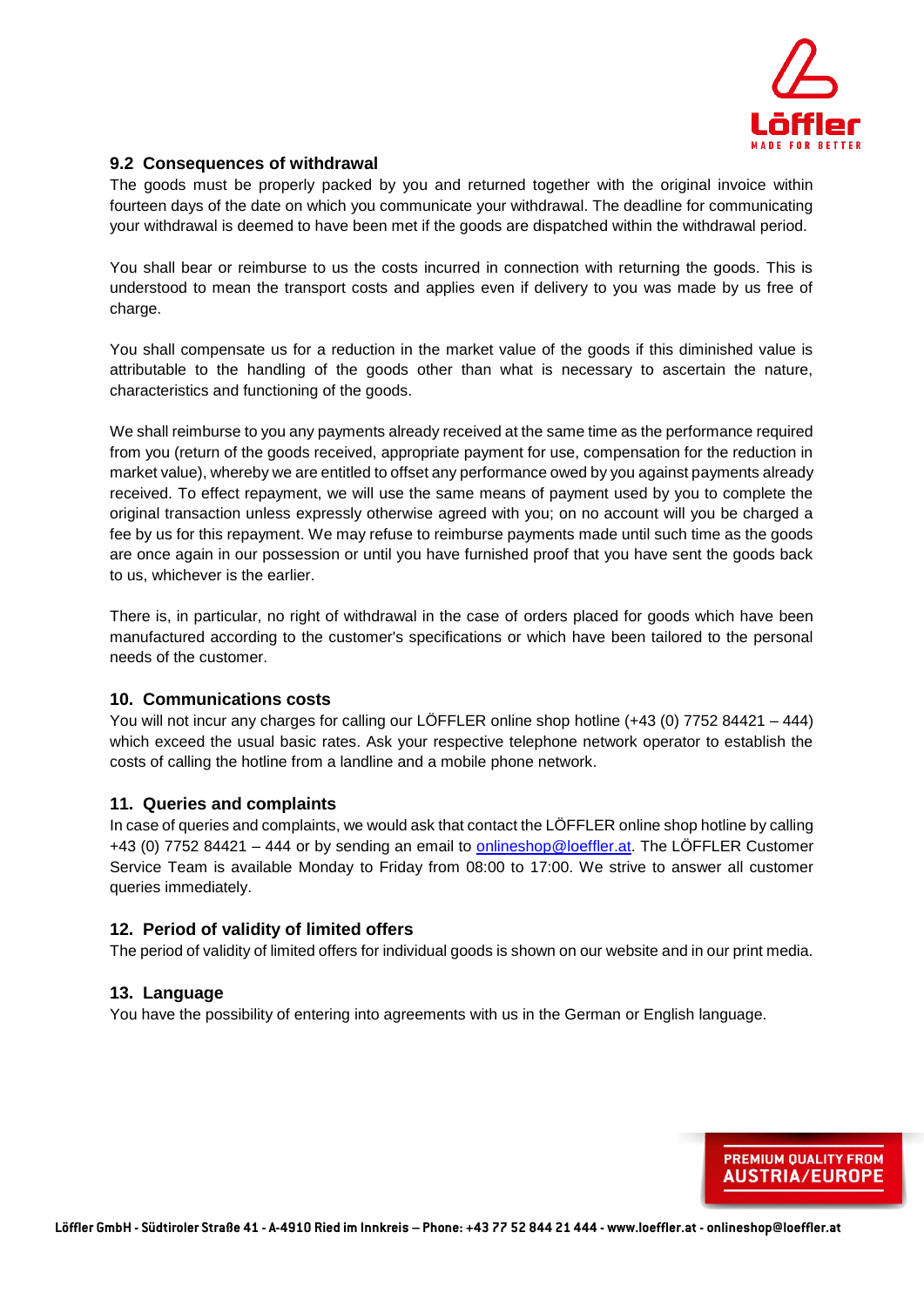### 9.2 Consequences of withdrawal

The goods must be properly packed by you and returned together with the original invoice within fourteen days of the date on which you communicate your withdrawal. The deadline for communicating your withdrawal is deemed to have been met if the goods are dispatched within the withdrawal period.

You shall bear or reimburse to us the costs incurred in connection with returning the goods. This is understood to mean the transport costs and applies even if delivery to you was made by us free of charge.

You shall compensate us for a reduction in the market value of the goods if this diminished value is attributable to the handling of the goods other than what is necessary to ascertain the nature, characteristics and functioning of the goods.

We shall reimburse to you any payments already received at the same time as the performance required from you (return of the goods received, appropriate payment for use, compensation for the reduction in market value), whereby we are entitled to offset any performance owed by you against payments already received. To effect repayment, we will use the same means of payment used by you to complete the original transaction unless expressly otherwise agreed with you; on no account will you be charged a fee by us for this repayment. We may refuse to reimburse payments made until such time as the goods are once again in our possession or until you have furnished proof that you have sent the goods back to us, whichever is the earlier.

There is, in particular, no right of withdrawal in the case of orders placed for goods which have been manufactured according to the customer's specifications or which have been tailored to the personal needs of the customer.

### 10. Communications costs

You will not incur any charges for calling our LÖFFLER online shop hotline (+43 (0) 7752 84421 – 444) which exceed the usual basic rates. Ask your respective telephone network operator to establish the costs of calling the hotline from a landline and a mobile phone network.

### 11. Queries and complaints

In case of queries and complaints, we would ask that contact the LÖFFLER online shop hotline by calling +43 (0) 7752 84421 – 444 or by sending an email to onlineshop@loeffler.at. The LÖFFLER Customer Service Team is available Monday to Friday from 08:00 to 17:00. We strive to answer all customer queries immediately.

### 12. Period of validity of limited offers

The period of validity of limited offers for individual goods is shown on our website and in our print media.

### 13. Language

You have the possibility of entering into agreements with us in the German or English language.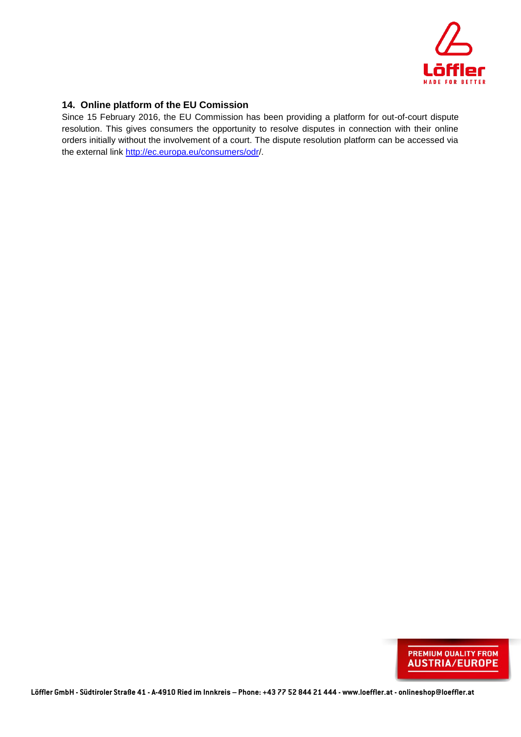## 14. Online platform of the EU Comission

Since 15 February 2016, the EU Commission has been providing a platform for out-of-court dispute resolution. This gives consumers the opportunity to resolve disputes in connection with their online orders initially without the involvement of a court. The dispute resolution platform can be accessed via the external link http://ec.europa.eu/consumers/odr/.